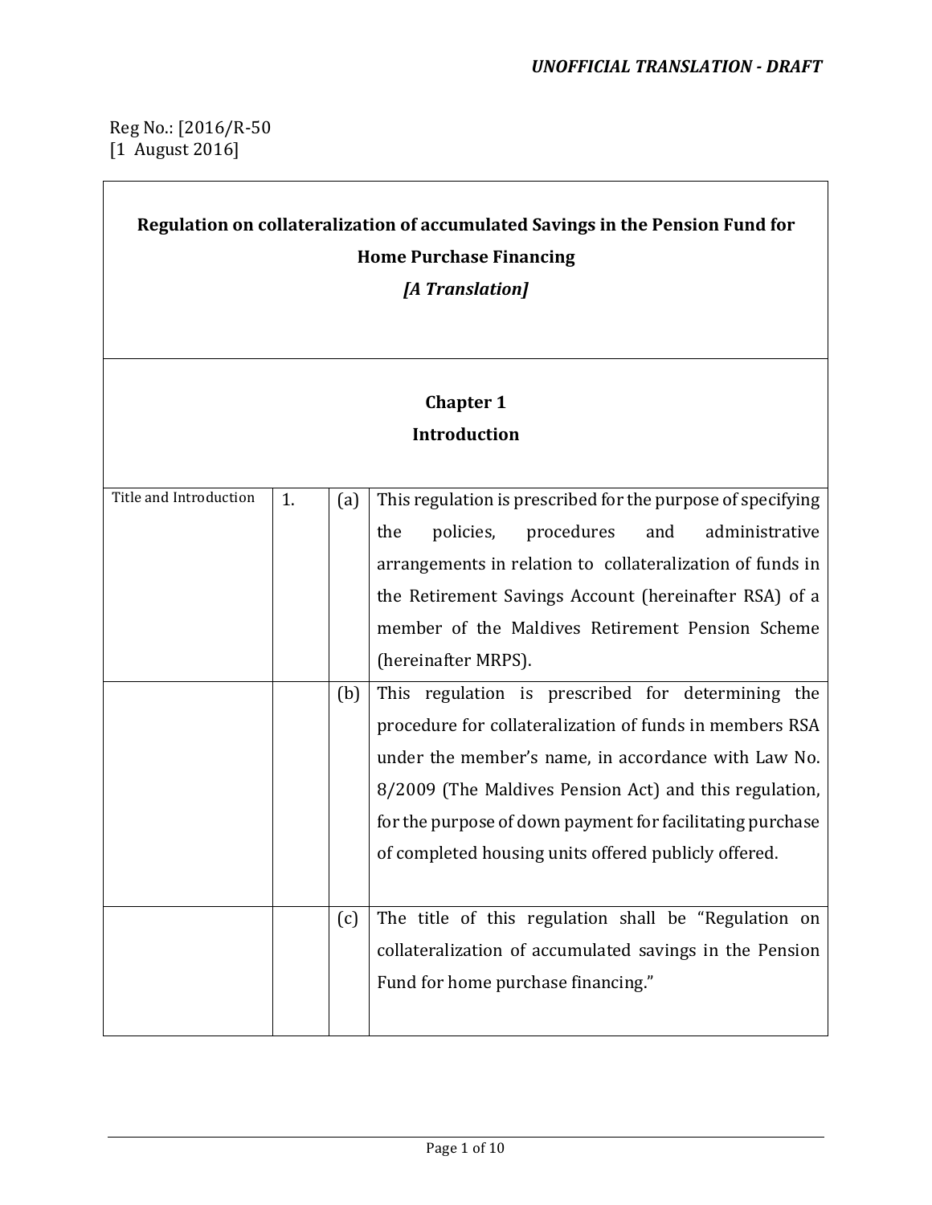*UNOFFICIAL TRANSLATION - DRAFT*

Reg No.: [2016/R-50
[1 August 2016]

# Regulation on collateralization of accumulated Savings in the Pension Fund for Home Purchase Financing

*[A Translation]*

## Chapter 1
## Introduction

| | | | |
|---|---|---|---|
| Title and Introduction | 1. | (a) | This regulation is prescribed for the purpose of specifying the policies, procedures and administrative arrangements in relation to collateralization of funds in the Retirement Savings Account (hereinafter RSA) of a member of the Maldives Retirement Pension Scheme (hereinafter MRPS). |
| | | (b) | This regulation is prescribed for determining the procedure for collateralization of funds in members RSA under the member's name, in accordance with Law No. 8/2009 (The Maldives Pension Act) and this regulation, for the purpose of down payment for facilitating purchase of completed housing units offered publicly offered. |
| | | (c) | The title of this regulation shall be "Regulation on collateralization of accumulated savings in the Pension Fund for home purchase financing." |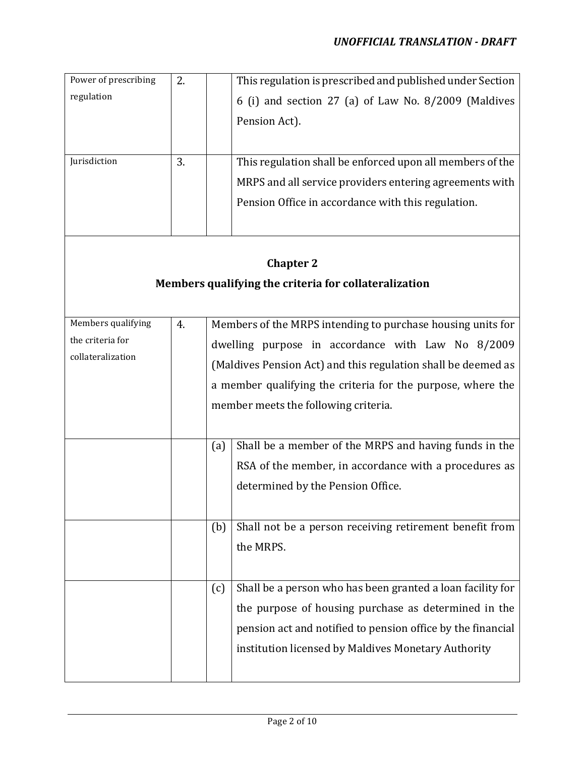| | | | |
|---|---|---|---|
| Power of prescribing regulation | 2. | | This regulation is prescribed and published under Section 6 (i) and section 27 (a) of Law No. 8/2009 (Maldives Pension Act). |
| Jurisdiction | 3. | | This regulation shall be enforced upon all members of the MRPS and all service providers entering agreements with Pension Office in accordance with this regulation. |

## Chapter 2

## Members qualifying the criteria for collateralization

| | | | |
|---|---|---|---|
| Members qualifying the criteria for collateralization | 4. | Members of the MRPS intending to purchase housing units for dwelling purpose in accordance with Law No 8/2009 (Maldives Pension Act) and this regulation shall be deemed as a member qualifying the criteria for the purpose, where the member meets the following criteria. | |
| | | (a) | Shall be a member of the MRPS and having funds in the RSA of the member, in accordance with a procedures as determined by the Pension Office. |
| | | (b) | Shall not be a person receiving retirement benefit from the MRPS. |
| | | (c) | Shall be a person who has been granted a loan facility for the purpose of housing purchase as determined in the pension act and notified to pension office by the financial institution licensed by Maldives Monetary Authority |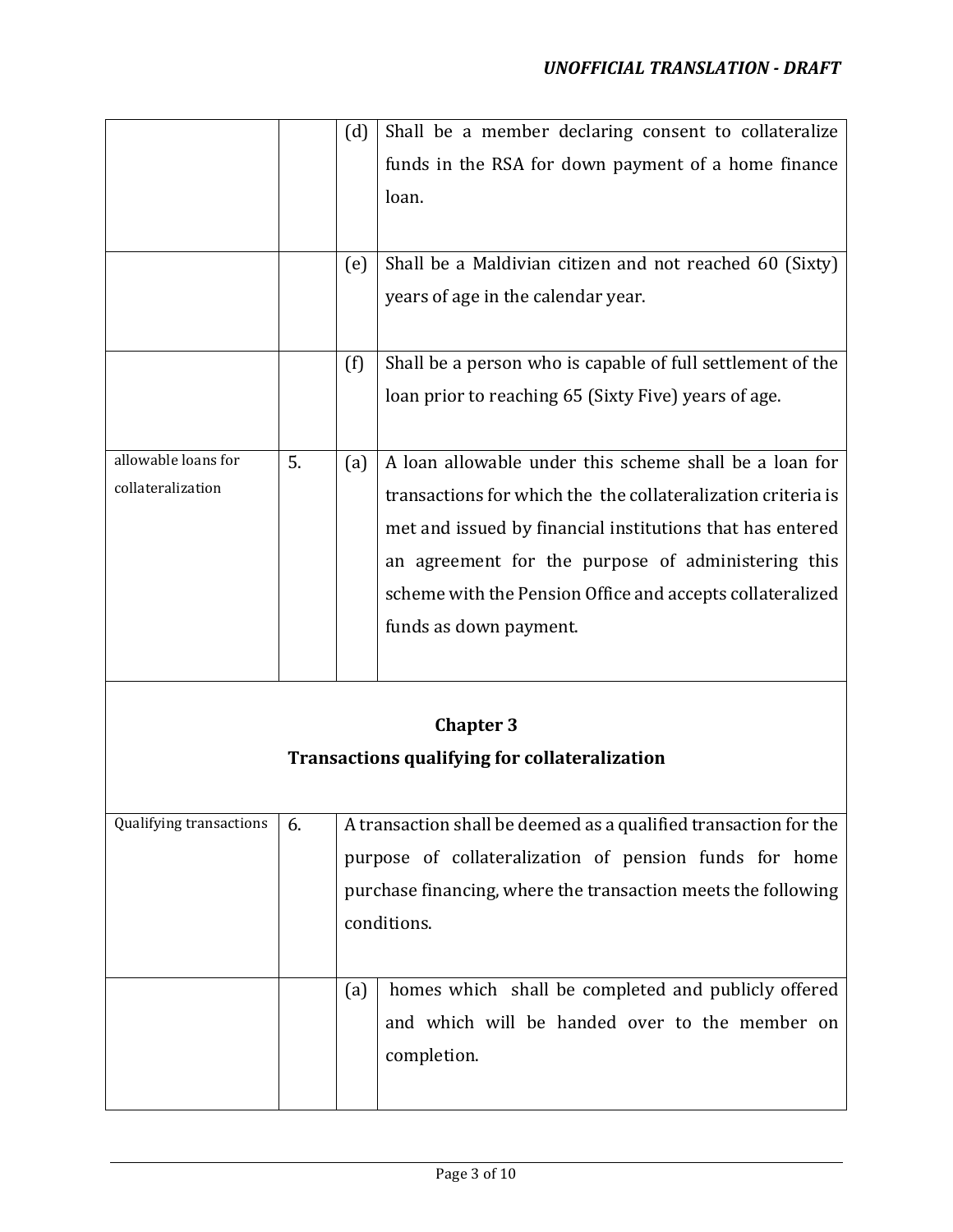| | | | |
|---|---|---|---|
| | | (d) | Shall be a member declaring consent to collateralize funds in the RSA for down payment of a home finance loan. |
| | | (e) | Shall be a Maldivian citizen and not reached 60 (Sixty) years of age in the calendar year. |
| | | (f) | Shall be a person who is capable of full settlement of the loan prior to reaching 65 (Sixty Five) years of age. |
| allowable loans for collateralization | 5. | (a) | A loan allowable under this scheme shall be a loan for transactions for which the the collateralization criteria is met and issued by financial institutions that has entered an agreement for the purpose of administering this scheme with the Pension Office and accepts collateralized funds as down payment. |

## Chapter 3

## Transactions qualifying for collateralization

| | | | |
|---|---|---|---|
| Qualifying transactions | 6. | A transaction shall be deemed as a qualified transaction for the purpose of collateralization of pension funds for home purchase financing, where the transaction meets the following conditions. | |
| | | (a) | homes which shall be completed and publicly offered and which will be handed over to the member on completion. |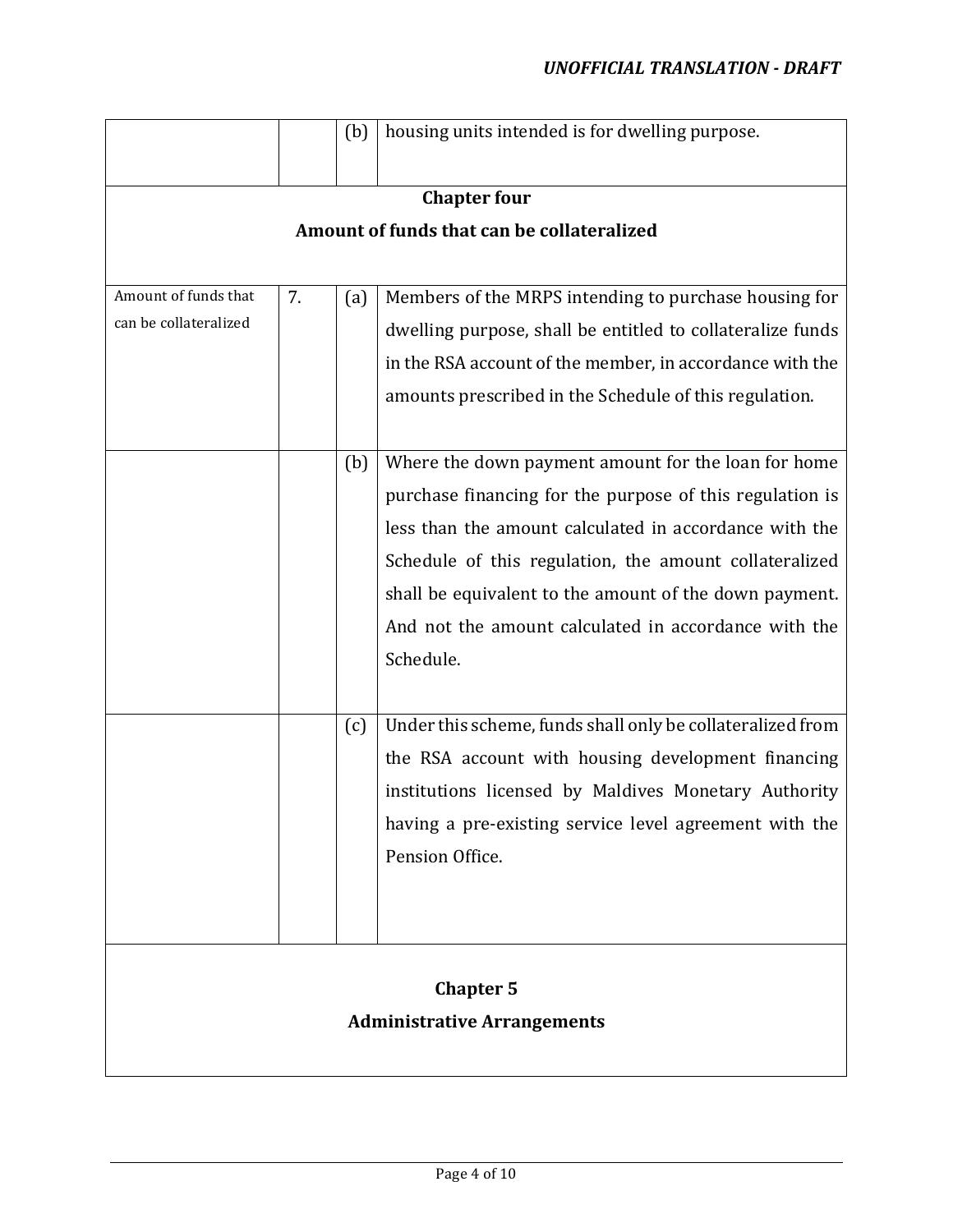| | | | |
|---|---|---|---|
| | | (b) | housing units intended is for dwelling purpose. |

## Chapter four
## Amount of funds that can be collateralized

| | | | |
|---|---|---|---|
| Amount of funds that can be collateralized | 7. | (a) | Members of the MRPS intending to purchase housing for dwelling purpose, shall be entitled to collateralize funds in the RSA account of the member, in accordance with the amounts prescribed in the Schedule of this regulation. |
| | | (b) | Where the down payment amount for the loan for home purchase financing for the purpose of this regulation is less than the amount calculated in accordance with the Schedule of this regulation, the amount collateralized shall be equivalent to the amount of the down payment. And not the amount calculated in accordance with the Schedule. |
| | | (c) | Under this scheme, funds shall only be collateralized from the RSA account with housing development financing institutions licensed by Maldives Monetary Authority having a pre-existing service level agreement with the Pension Office. |

## Chapter 5
## Administrative Arrangements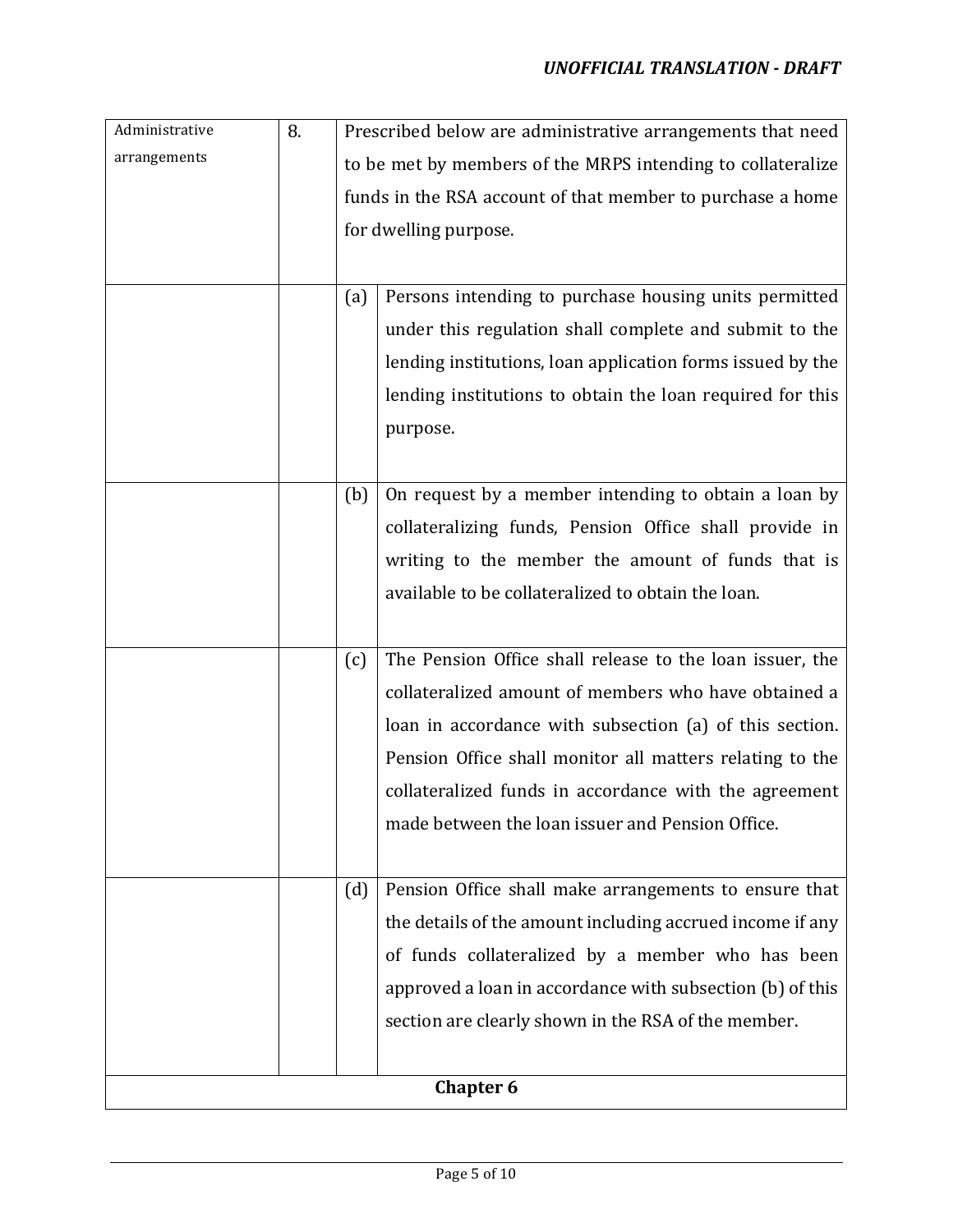| Administrative arrangements | 8. | Prescribed below are administrative arrangements that need to be met by members of the MRPS intending to collateralize funds in the RSA account of that member to purchase a home for dwelling purpose. | |
|---|---|---|---|
| | | (a) | Persons intending to purchase housing units permitted under this regulation shall complete and submit to the lending institutions, loan application forms issued by the lending institutions to obtain the loan required for this purpose. |
| | | (b) | On request by a member intending to obtain a loan by collateralizing funds, Pension Office shall provide in writing to the member the amount of funds that is available to be collateralized to obtain the loan. |
| | | (c) | The Pension Office shall release to the loan issuer, the collateralized amount of members who have obtained a loan in accordance with subsection (a) of this section. Pension Office shall monitor all matters relating to the collateralized funds in accordance with the agreement made between the loan issuer and Pension Office. |
| | | (d) | Pension Office shall make arrangements to ensure that the details of the amount including accrued income if any of funds collateralized by a member who has been approved a loan in accordance with subsection (b) of this section are clearly shown in the RSA of the member. |
| **Chapter 6** | | | |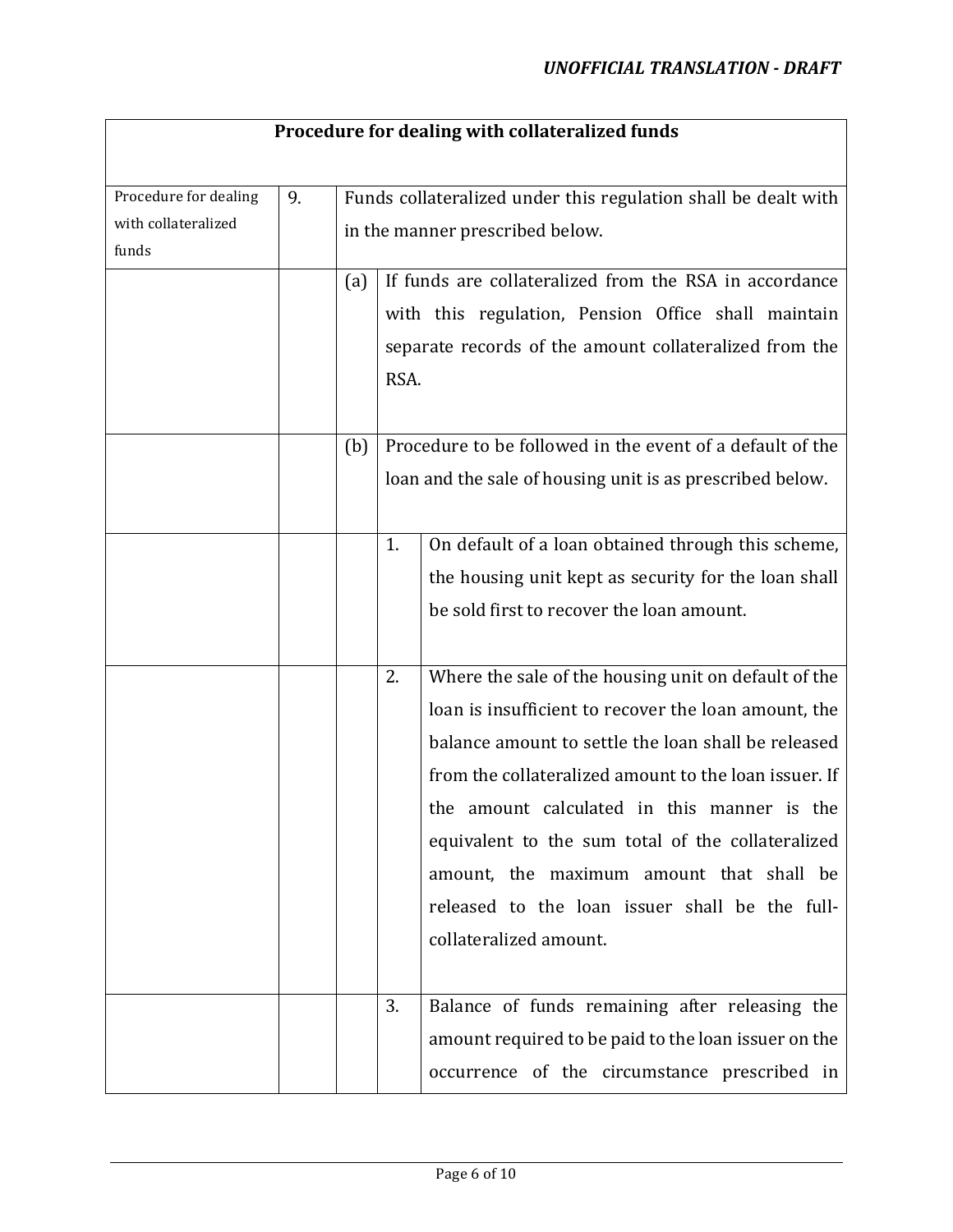| Procedure for dealing with collateralized funds | | | | |
|---|---|---|---|---|
| Procedure for dealing with collateralized funds | 9. | Funds collateralized under this regulation shall be dealt with in the manner prescribed below. | | |
| | | (a) | If funds are collateralized from the RSA in accordance with this regulation, Pension Office shall maintain separate records of the amount collateralized from the RSA. | |
| | | (b) | Procedure to be followed in the event of a default of the loan and the sale of housing unit is as prescribed below. | |
| | | | 1. | On default of a loan obtained through this scheme, the housing unit kept as security for the loan shall be sold first to recover the loan amount. |
| | | | 2. | Where the sale of the housing unit on default of the loan is insufficient to recover the loan amount, the balance amount to settle the loan shall be released from the collateralized amount to the loan issuer. If the amount calculated in this manner is the equivalent to the sum total of the collateralized amount, the maximum amount that shall be released to the loan issuer shall be the full-collateralized amount. |
| | | | 3. | Balance of funds remaining after releasing the amount required to be paid to the loan issuer on the occurrence of the circumstance prescribed in |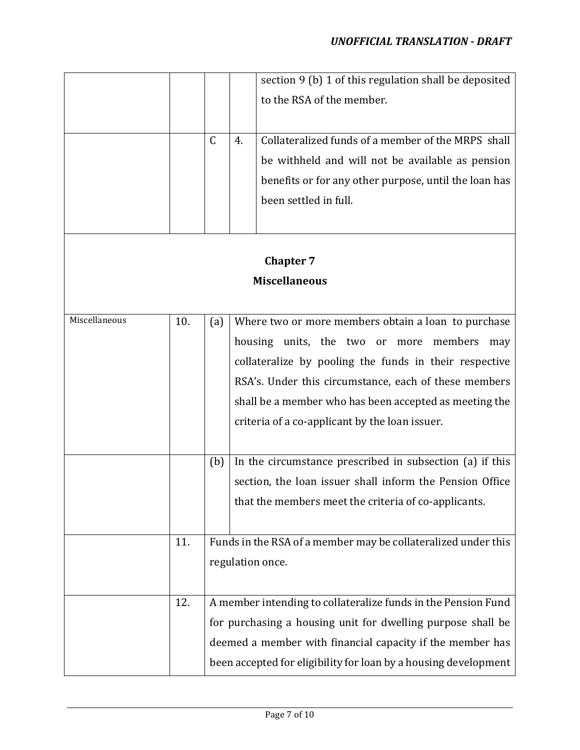| | | | | |
|---|---|---|---|---|
| | | | | section 9 (b) 1 of this regulation shall be deposited to the RSA of the member. |
| | | C | 4. | Collateralized funds of a member of the MRPS shall be withheld and will not be available as pension benefits or for any other purpose, until the loan has been settled in full. |

## Chapter 7
## Miscellaneous

| | | | |
|---|---|---|---|
| Miscellaneous | 10. | (a) | Where two or more members obtain a loan to purchase housing units, the two or more members may collateralize by pooling the funds in their respective RSA's. Under this circumstance, each of these members shall be a member who has been accepted as meeting the criteria of a co-applicant by the loan issuer. |
| | | (b) | In the circumstance prescribed in subsection (a) if this section, the loan issuer shall inform the Pension Office that the members meet the criteria of co-applicants. |
| | 11. | Funds in the RSA of a member may be collateralized under this regulation once. | |
| | 12. | A member intending to collateralize funds in the Pension Fund for purchasing a housing unit for dwelling purpose shall be deemed a member with financial capacity if the member has been accepted for eligibility for loan by a housing development | |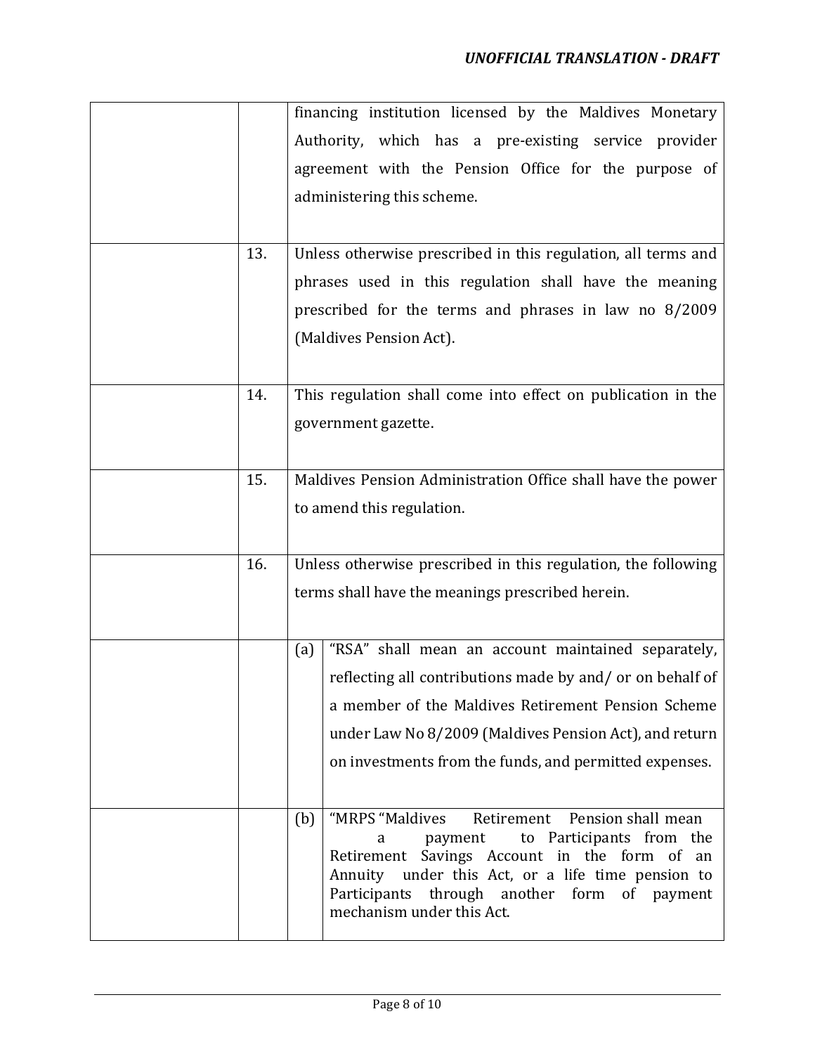| | | | |
|---|---|---|---|
| | | financing institution licensed by the Maldives Monetary Authority, which has a pre-existing service provider agreement with the Pension Office for the purpose of administering this scheme. | |
| | 13. | Unless otherwise prescribed in this regulation, all terms and phrases used in this regulation shall have the meaning prescribed for the terms and phrases in law no 8/2009 (Maldives Pension Act). | |
| | 14. | This regulation shall come into effect on publication in the government gazette. | |
| | 15. | Maldives Pension Administration Office shall have the power to amend this regulation. | |
| | 16. | Unless otherwise prescribed in this regulation, the following terms shall have the meanings prescribed herein. | |
| | | (a) | "RSA" shall mean an account maintained separately, reflecting all contributions made by and/ or on behalf of a member of the Maldives Retirement Pension Scheme under Law No 8/2009 (Maldives Pension Act), and return on investments from the funds, and permitted expenses. |
| | | (b) | "MRPS "Maldives Retirement Pension shall mean a payment to Participants from the Retirement Savings Account in the form of an Annuity under this Act, or a life time pension to Participants through another form of payment mechanism under this Act. |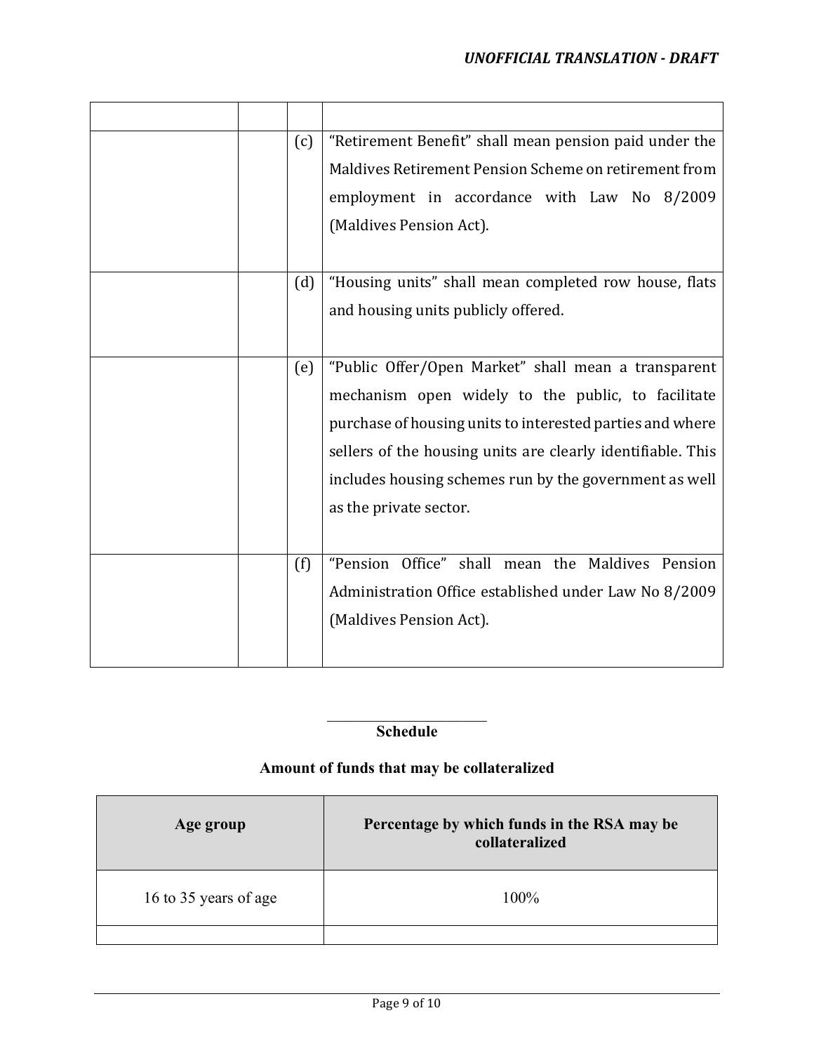| | | | |
|---|---|---|---|
| | | (c) | "Retirement Benefit" shall mean pension paid under the Maldives Retirement Pension Scheme on retirement from employment in accordance with Law No 8/2009 (Maldives Pension Act). |
| | | (d) | "Housing units" shall mean completed row house, flats and housing units publicly offered. |
| | | (e) | "Public Offer/Open Market" shall mean a transparent mechanism open widely to the public, to facilitate purchase of housing units to interested parties and where sellers of the housing units are clearly identifiable. This includes housing schemes run by the government as well as the private sector. |
| | | (f) | "Pension Office" shall mean the Maldives Pension Administration Office established under Law No 8/2009 (Maldives Pension Act). |

## Schedule

### Amount of funds that may be collateralized

| Age group | Percentage by which funds in the RSA may be collateralized |
|---|---|
| 16 to 35 years of age | 100% |
| | |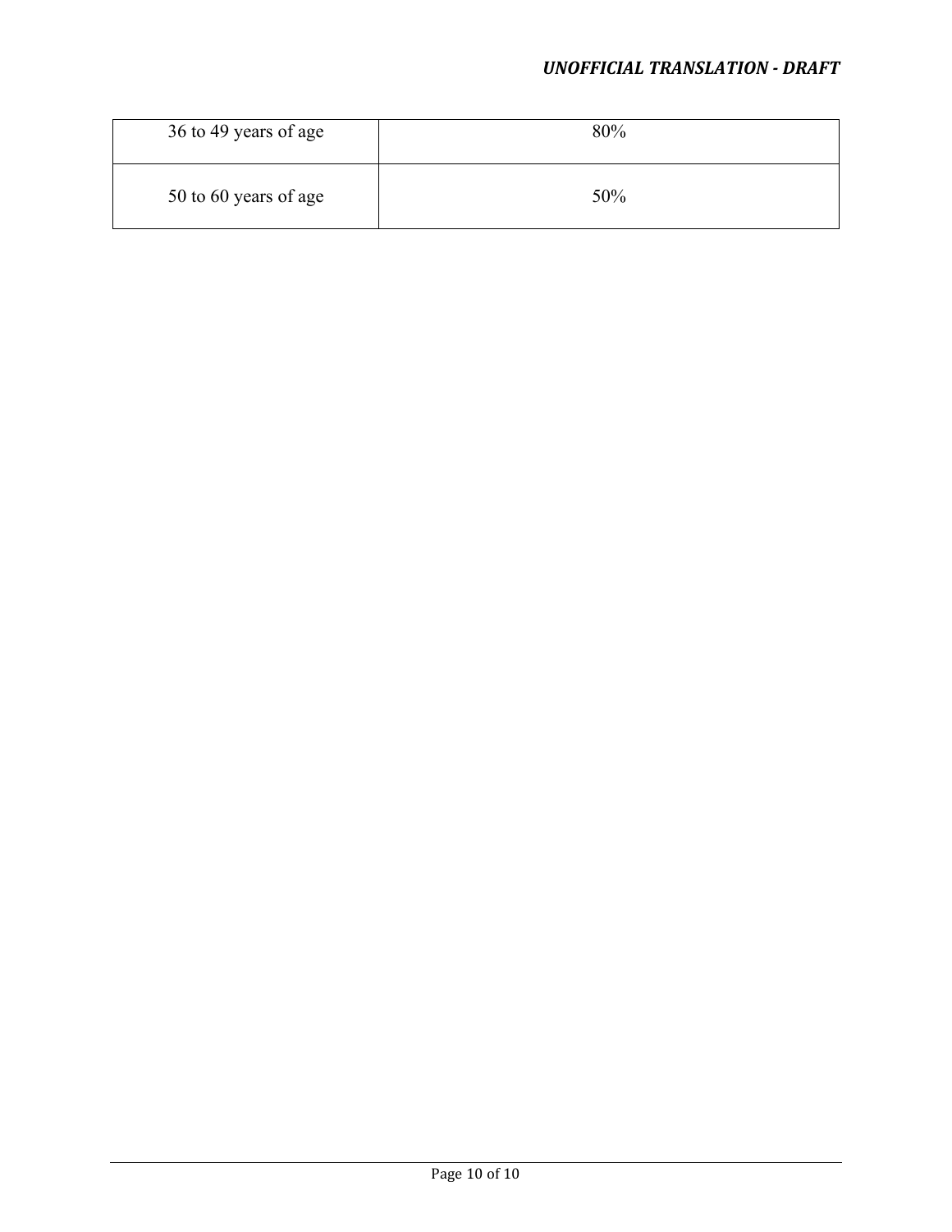| | |
|---|---|
| 36 to 49 years of age | 80% |
| 50 to 60 years of age | 50% |